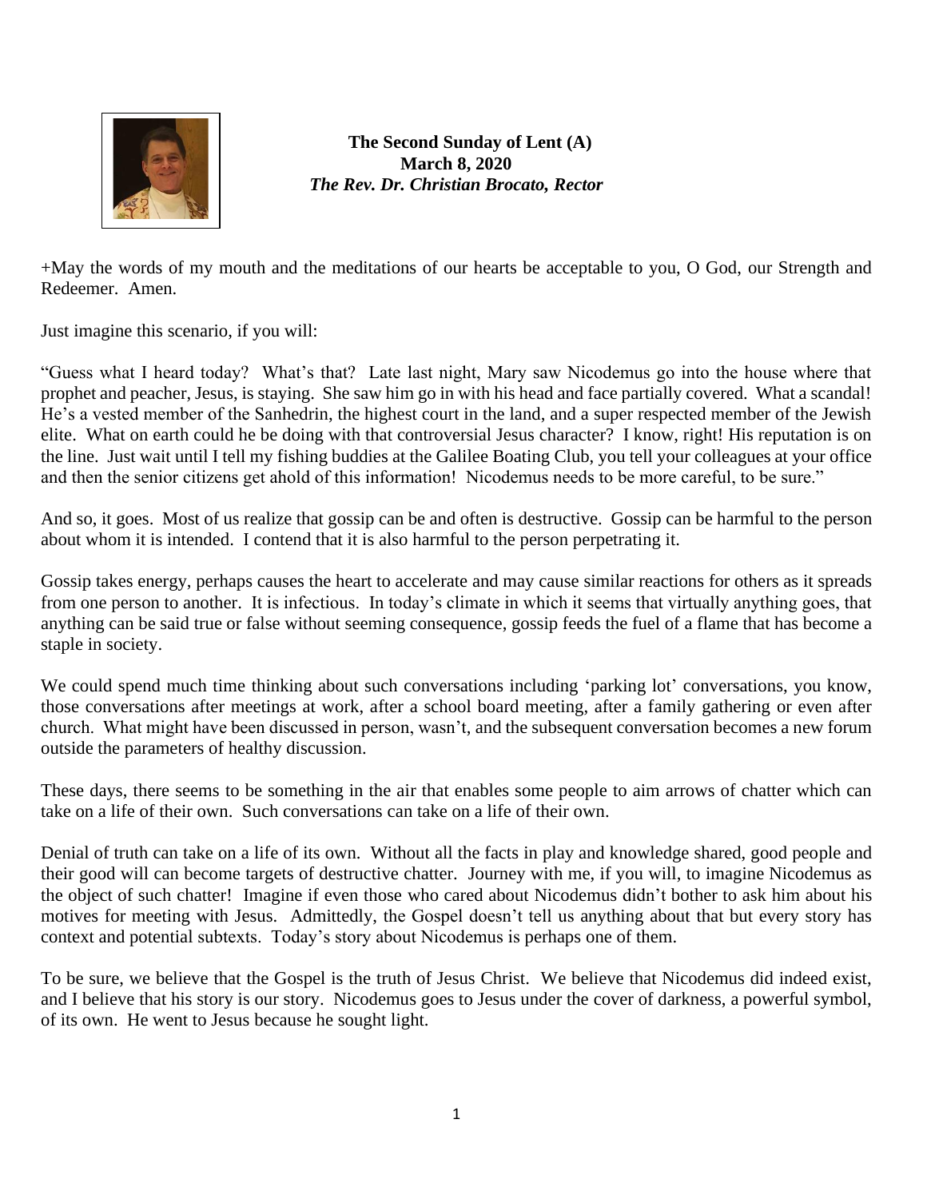**The Second Sunday of Lent (A)**
**March 8, 2020**
***The Rev. Dr. Christian Brocato, Rector***

+May the words of my mouth and the meditations of our hearts be acceptable to you, O God, our Strength and Redeemer. Amen.

Just imagine this scenario, if you will:

"Guess what I heard today? What's that? Late last night, Mary saw Nicodemus go into the house where that prophet and peacher, Jesus, is staying. She saw him go in with his head and face partially covered. What a scandal! He's a vested member of the Sanhedrin, the highest court in the land, and a super respected member of the Jewish elite. What on earth could he be doing with that controversial Jesus character? I know, right! His reputation is on the line. Just wait until I tell my fishing buddies at the Galilee Boating Club, you tell your colleagues at your office and then the senior citizens get ahold of this information! Nicodemus needs to be more careful, to be sure."

And so, it goes. Most of us realize that gossip can be and often is destructive. Gossip can be harmful to the person about whom it is intended. I contend that it is also harmful to the person perpetrating it.

Gossip takes energy, perhaps causes the heart to accelerate and may cause similar reactions for others as it spreads from one person to another. It is infectious. In today's climate in which it seems that virtually anything goes, that anything can be said true or false without seeming consequence, gossip feeds the fuel of a flame that has become a staple in society.

We could spend much time thinking about such conversations including 'parking lot' conversations, you know, those conversations after meetings at work, after a school board meeting, after a family gathering or even after church. What might have been discussed in person, wasn't, and the subsequent conversation becomes a new forum outside the parameters of healthy discussion.

These days, there seems to be something in the air that enables some people to aim arrows of chatter which can take on a life of their own. Such conversations can take on a life of their own.

Denial of truth can take on a life of its own. Without all the facts in play and knowledge shared, good people and their good will can become targets of destructive chatter. Journey with me, if you will, to imagine Nicodemus as the object of such chatter! Imagine if even those who cared about Nicodemus didn't bother to ask him about his motives for meeting with Jesus. Admittedly, the Gospel doesn't tell us anything about that but every story has context and potential subtexts. Today's story about Nicodemus is perhaps one of them.

To be sure, we believe that the Gospel is the truth of Jesus Christ. We believe that Nicodemus did indeed exist, and I believe that his story is our story. Nicodemus goes to Jesus under the cover of darkness, a powerful symbol, of its own. He went to Jesus because he sought light.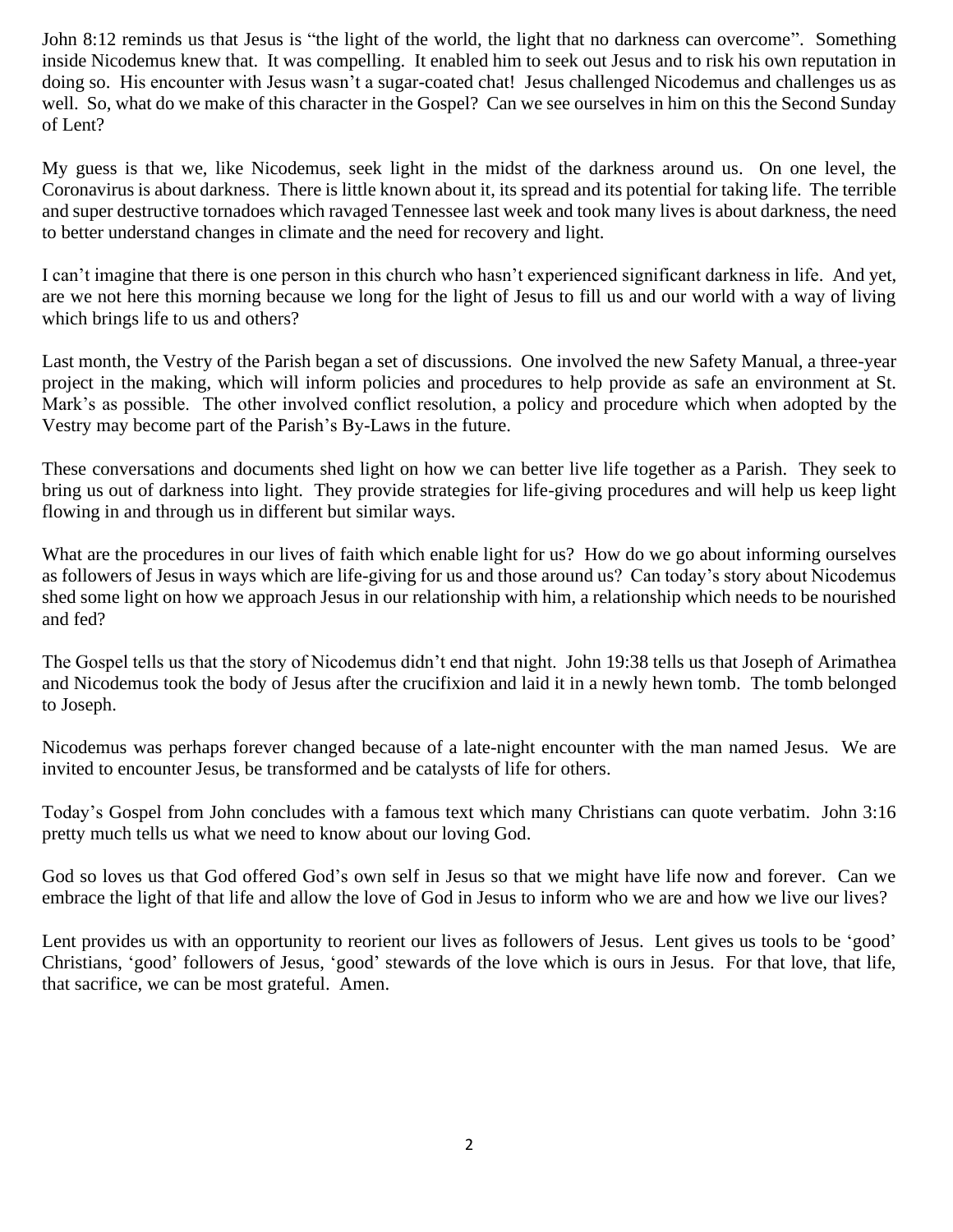John 8:12 reminds us that Jesus is "the light of the world, the light that no darkness can overcome". Something inside Nicodemus knew that. It was compelling. It enabled him to seek out Jesus and to risk his own reputation in doing so. His encounter with Jesus wasn't a sugar-coated chat! Jesus challenged Nicodemus and challenges us as well. So, what do we make of this character in the Gospel? Can we see ourselves in him on this the Second Sunday of Lent?

My guess is that we, like Nicodemus, seek light in the midst of the darkness around us. On one level, the Coronavirus is about darkness. There is little known about it, its spread and its potential for taking life. The terrible and super destructive tornadoes which ravaged Tennessee last week and took many lives is about darkness, the need to better understand changes in climate and the need for recovery and light.

I can't imagine that there is one person in this church who hasn't experienced significant darkness in life. And yet, are we not here this morning because we long for the light of Jesus to fill us and our world with a way of living which brings life to us and others?

Last month, the Vestry of the Parish began a set of discussions. One involved the new Safety Manual, a three-year project in the making, which will inform policies and procedures to help provide as safe an environment at St. Mark's as possible. The other involved conflict resolution, a policy and procedure which when adopted by the Vestry may become part of the Parish's By-Laws in the future.

These conversations and documents shed light on how we can better live life together as a Parish. They seek to bring us out of darkness into light. They provide strategies for life-giving procedures and will help us keep light flowing in and through us in different but similar ways.

What are the procedures in our lives of faith which enable light for us? How do we go about informing ourselves as followers of Jesus in ways which are life-giving for us and those around us? Can today's story about Nicodemus shed some light on how we approach Jesus in our relationship with him, a relationship which needs to be nourished and fed?

The Gospel tells us that the story of Nicodemus didn't end that night. John 19:38 tells us that Joseph of Arimathea and Nicodemus took the body of Jesus after the crucifixion and laid it in a newly hewn tomb. The tomb belonged to Joseph.

Nicodemus was perhaps forever changed because of a late-night encounter with the man named Jesus. We are invited to encounter Jesus, be transformed and be catalysts of life for others.

Today's Gospel from John concludes with a famous text which many Christians can quote verbatim. John 3:16 pretty much tells us what we need to know about our loving God.

God so loves us that God offered God's own self in Jesus so that we might have life now and forever. Can we embrace the light of that life and allow the love of God in Jesus to inform who we are and how we live our lives?

Lent provides us with an opportunity to reorient our lives as followers of Jesus. Lent gives us tools to be 'good' Christians, 'good' followers of Jesus, 'good' stewards of the love which is ours in Jesus. For that love, that life, that sacrifice, we can be most grateful. Amen.